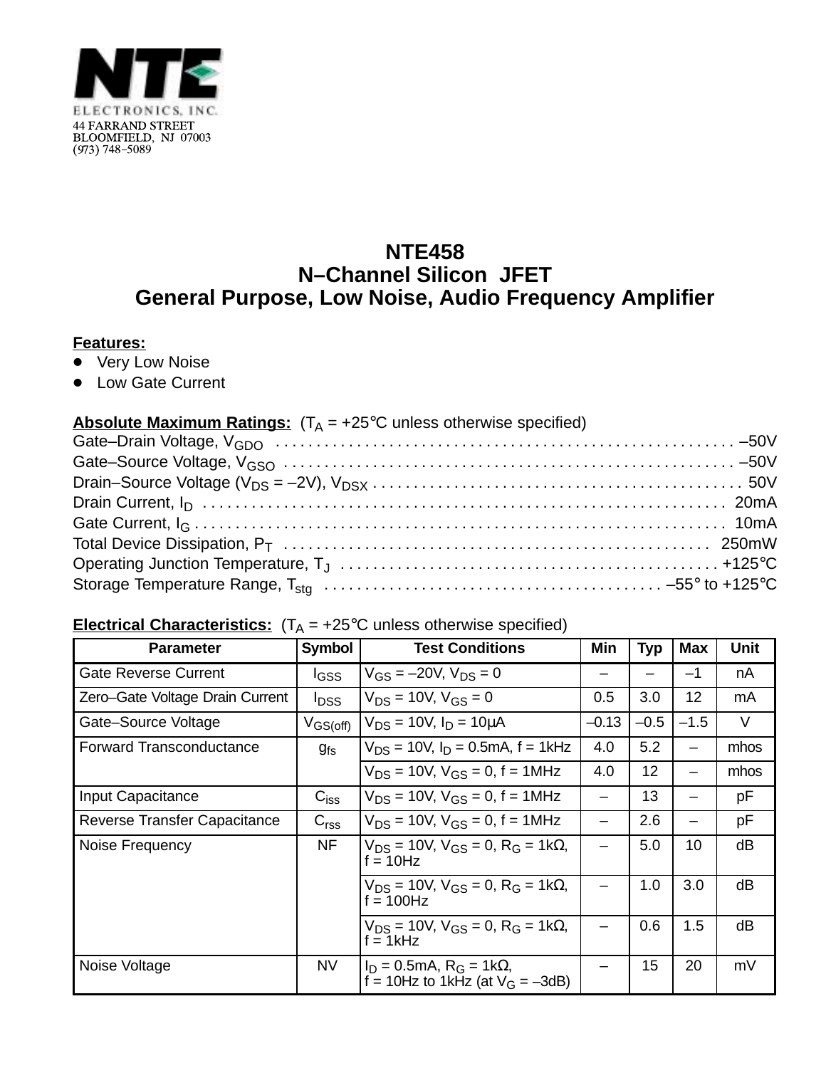NTE ELECTRONICS, INC.
44 FARRAND STREET
BLOOMFIELD, NJ 07003
(973) 748–5089

# NTE458
## N–Channel Silicon JFET
## General Purpose, Low Noise, Audio Frequency Amplifier

**Features:**
- Very Low Noise
- Low Gate Current

**Absolute Maximum Ratings:** ($T_A$ = +25°C unless otherwise specified)

Gate–Drain Voltage, $V_{GDO}$ . . . . . . . . . . . . . . . . . . . . . . . . . . . . . . . . . . . . . . . . . . . . . . . . . . . . . . . –50V
Gate–Source Voltage, $V_{GSO}$ . . . . . . . . . . . . . . . . . . . . . . . . . . . . . . . . . . . . . . . . . . . . . . . . . . . . . . . –50V
Drain–Source Voltage ($V_{DS}$ = –2V), $V_{DSX}$ . . . . . . . . . . . . . . . . . . . . . . . . . . . . . . . . . . . . . . . . . . . . . 50V
Drain Current, $I_D$ . . . . . . . . . . . . . . . . . . . . . . . . . . . . . . . . . . . . . . . . . . . . . . . . . . . . . . . . . . . . . . . 20mA
Gate Current, $I_G$ . . . . . . . . . . . . . . . . . . . . . . . . . . . . . . . . . . . . . . . . . . . . . . . . . . . . . . . . . . . . . . . . 10mA
Total Device Dissipation, $P_T$ . . . . . . . . . . . . . . . . . . . . . . . . . . . . . . . . . . . . . . . . . . . . . . . . . . . . 250mW
Operating Junction Temperature, $T_J$ . . . . . . . . . . . . . . . . . . . . . . . . . . . . . . . . . . . . . . . . . . . . . +125°C
Storage Temperature Range, $T_{stg}$ . . . . . . . . . . . . . . . . . . . . . . . . . . . . . . . . . . . . . . . . . –55° to +125°C

**Electrical Characteristics:** ($T_A$ = +25°C unless otherwise specified)

| Parameter | Symbol | Test Conditions | Min | Typ | Max | Unit |
|---|---|---|---|---|---|---|
| Gate Reverse Current | $I_{GSS}$ | $V_{GS}$ = –20V, $V_{DS}$ = 0 | – | – | –1 | nA |
| Zero–Gate Voltage Drain Current | $I_{DSS}$ | $V_{DS}$ = 10V, $V_{GS}$ = 0 | 0.5 | 3.0 | 12 | mA |
| Gate–Source Voltage | $V_{GS(off)}$ | $V_{DS}$ = 10V, $I_D$ = 10μA | –0.13 | –0.5 | –1.5 | V |
| Forward Transconductance | $g_{fs}$ | $V_{DS}$ = 10V, $I_D$ = 0.5mA, f = 1kHz | 4.0 | 5.2 | – | mhos |
| | | $V_{DS}$ = 10V, $V_{GS}$ = 0, f = 1MHz | 4.0 | 12 | – | mhos |
| Input Capacitance | $C_{iss}$ | $V_{DS}$ = 10V, $V_{GS}$ = 0, f = 1MHz | – | 13 | – | pF |
| Reverse Transfer Capacitance | $C_{rss}$ | $V_{DS}$ = 10V, $V_{GS}$ = 0, f = 1MHz | – | 2.6 | – | pF |
| Noise Frequency | NF | $V_{DS}$ = 10V, $V_{GS}$ = 0, $R_G$ = 1kΩ, f = 10Hz | – | 5.0 | 10 | dB |
| | | $V_{DS}$ = 10V, $V_{GS}$ = 0, $R_G$ = 1kΩ, f = 100Hz | – | 1.0 | 3.0 | dB |
| | | $V_{DS}$ = 10V, $V_{GS}$ = 0, $R_G$ = 1kΩ, f = 1kHz | – | 0.6 | 1.5 | dB |
| Noise Voltage | NV | $I_D$ = 0.5mA, $R_G$ = 1kΩ, f = 10Hz to 1kHz (at $V_G$ = –3dB) | – | 15 | 20 | mV |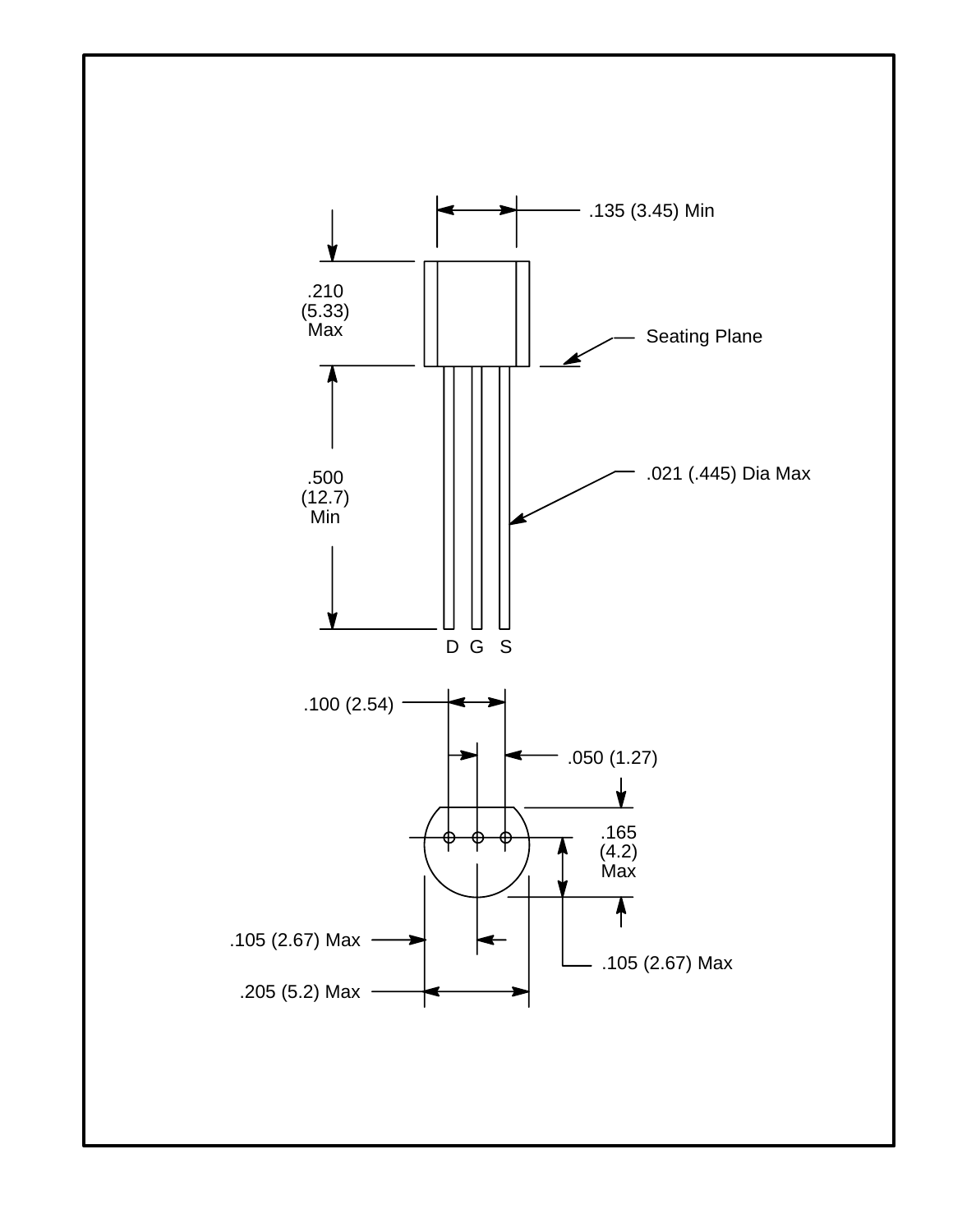.135 (3.45) Min

.210
(5.33)
Max

Seating Plane

.500
(12.7)
Min

.021 (.445) Dia Max

D G S

.100 (2.54)

.050 (1.27)

.165
(4.2)
Max

.105 (2.67) Max

.105 (2.67) Max

.205 (5.2) Max